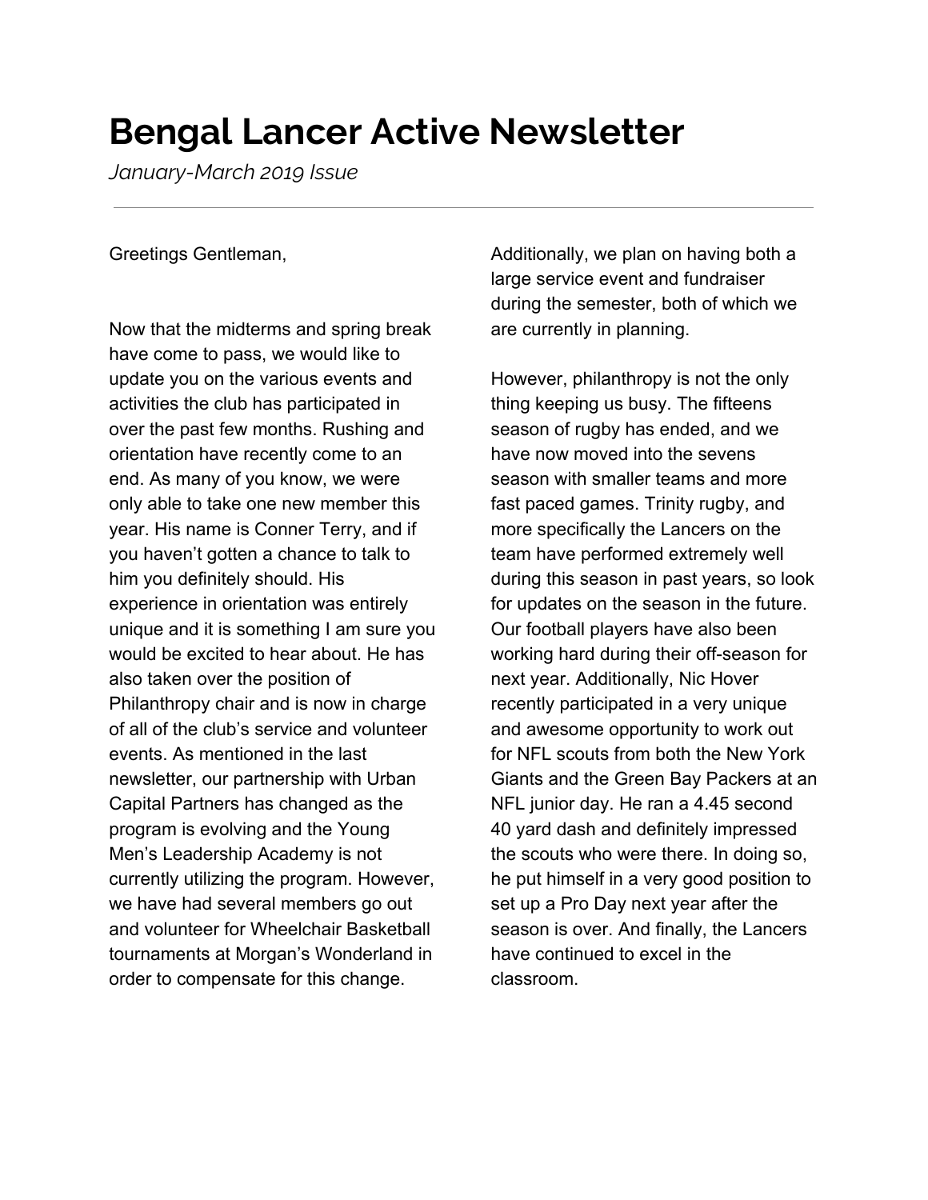# Bengal Lancer Active Newsletter

*January-March 2019 Issue*

---

Greetings Gentleman,

Now that the midterms and spring break have come to pass, we would like to update you on the various events and activities the club has participated in over the past few months. Rushing and orientation have recently come to an end. As many of you know, we were only able to take one new member this year. His name is Conner Terry, and if you haven't gotten a chance to talk to him you definitely should. His experience in orientation was entirely unique and it is something I am sure you would be excited to hear about. He has also taken over the position of Philanthropy chair and is now in charge of all of the club's service and volunteer events. As mentioned in the last newsletter, our partnership with Urban Capital Partners has changed as the program is evolving and the Young Men's Leadership Academy is not currently utilizing the program. However, we have had several members go out and volunteer for Wheelchair Basketball tournaments at Morgan's Wonderland in order to compensate for this change. Additionally, we plan on having both a large service event and fundraiser during the semester, both of which we are currently in planning.

However, philanthropy is not the only thing keeping us busy. The fifteens season of rugby has ended, and we have now moved into the sevens season with smaller teams and more fast paced games. Trinity rugby, and more specifically the Lancers on the team have performed extremely well during this season in past years, so look for updates on the season in the future. Our football players have also been working hard during their off-season for next year. Additionally, Nic Hover recently participated in a very unique and awesome opportunity to work out for NFL scouts from both the New York Giants and the Green Bay Packers at an NFL junior day. He ran a 4.45 second 40 yard dash and definitely impressed the scouts who were there. In doing so, he put himself in a very good position to set up a Pro Day next year after the season is over. And finally, the Lancers have continued to excel in the classroom.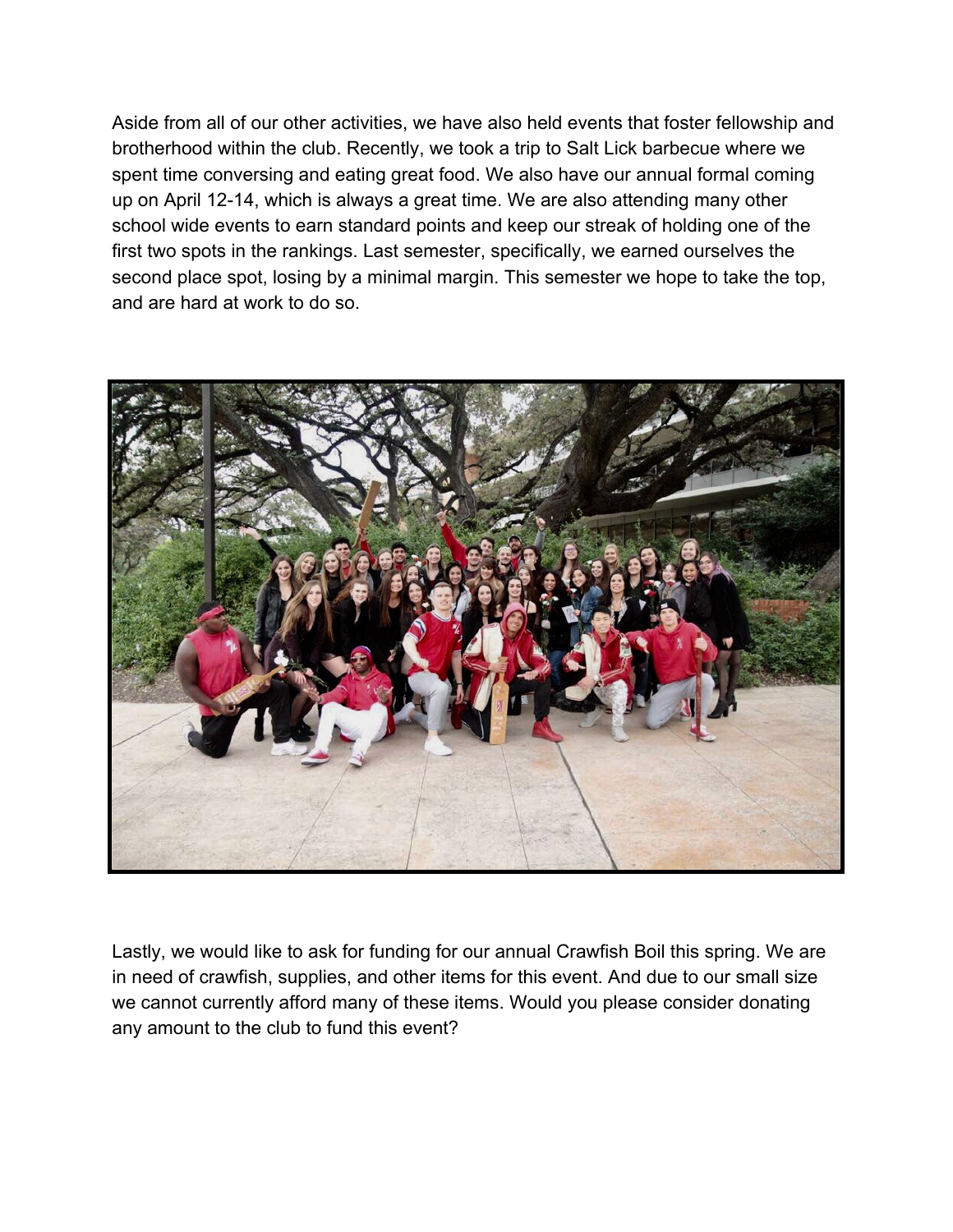Aside from all of our other activities, we have also held events that foster fellowship and brotherhood within the club. Recently, we took a trip to Salt Lick barbecue where we spent time conversing and eating great food. We also have our annual formal coming up on April 12-14, which is always a great time. We are also attending many other school wide events to earn standard points and keep our streak of holding one of the first two spots in the rankings. Last semester, specifically, we earned ourselves the second place spot, losing by a minimal margin. This semester we hope to take the top, and are hard at work to do so.

Lastly, we would like to ask for funding for our annual Crawfish Boil this spring. We are in need of crawfish, supplies, and other items for this event. And due to our small size we cannot currently afford many of these items. Would you please consider donating any amount to the club to fund this event?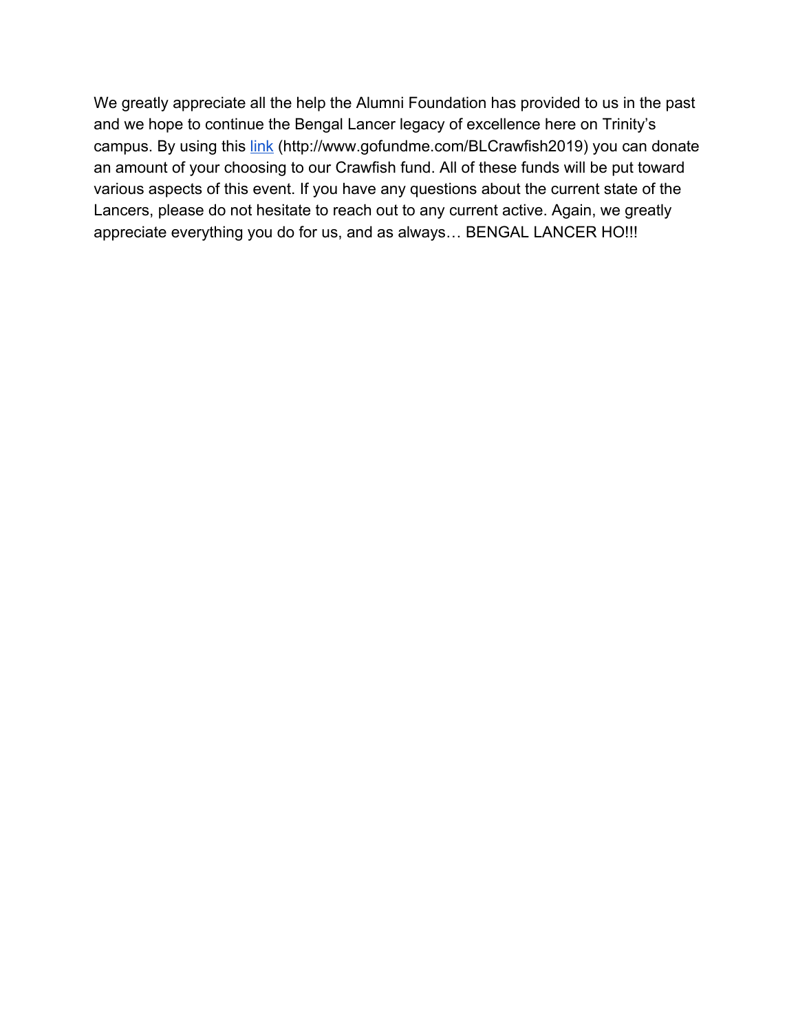We greatly appreciate all the help the Alumni Foundation has provided to us in the past and we hope to continue the Bengal Lancer legacy of excellence here on Trinity's campus. By using this [link](http://www.gofundme.com/BLCrawfish2019) (http://www.gofundme.com/BLCrawfish2019) you can donate an amount of your choosing to our Crawfish fund. All of these funds will be put toward various aspects of this event. If you have any questions about the current state of the Lancers, please do not hesitate to reach out to any current active. Again, we greatly appreciate everything you do for us, and as always… BENGAL LANCER HO!!!